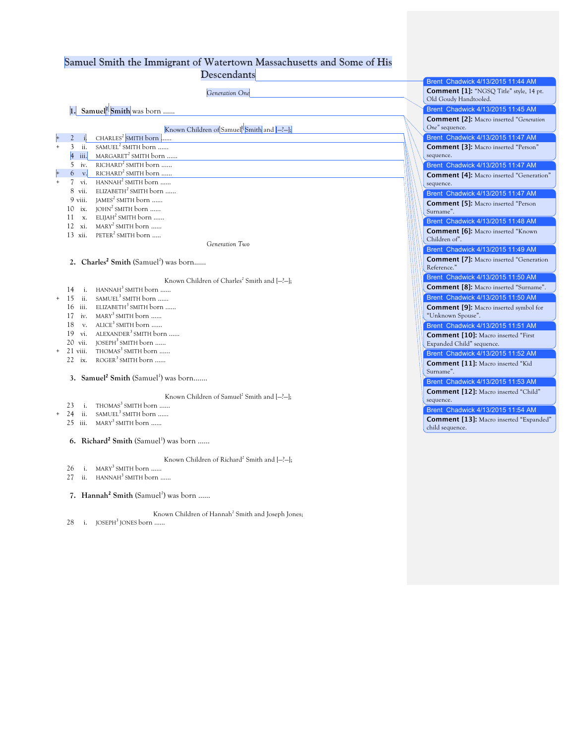# Samuel Smith the Immigrant of Watertown Massachusetts and Some of His Descendants

*Generation One*

**1. Samuel[1] Smith** was born ......

Known Children of Samuel[1] Smith and [—?—];

| | | | |
|---|---|---|---|
| + | 2 | i. | CHARLES[2] SMITH born ...... |
| + | 3 | ii. | SAMUEL[2] SMITH born ...... |
| | 4 | iii. | MARGARET[2] SMITH born ...... |
| | 5 | iv. | RICHARD[2] SMITH born ...... |
| + | 6 | v. | RICHARD[2] SMITH born ...... |
| + | 7 | vi. | HANNAH[2] SMITH born ...... |
| | 8 | vii. | ELIZABETH[2] SMITH born ...... |
| | 9 | viii. | JAMES[2] SMITH born ...... |
| | 10 | ix. | JOHN[2] SMITH born ...... |
| | 11 | x. | ELIJAH[2] SMITH born ...... |
| | 12 | xi. | MARY[2] SMITH born ...... |
| | 13 | xii. | PETER[2] SMITH born ..... |

*Generation Two*

**2. Charles[2] Smith** (Samuel[1]) was born......

Known Children of Charles[2] Smith and [—?—];

| | | | |
|---|---|---|---|
| | 14 | i. | HANNAH[3] SMITH born ...... |
| + | 15 | ii. | SAMUEL[3] SMITH born ...... |
| | 16 | iii. | ELIZABETH[3] SMITH born ...... |
| | 17 | iv. | MARY[3] SMITH born ...... |
| | 18 | v. | ALICE[3] SMITH born ...... |
| | 19 | vi. | ALEXANDER[3] SMITH born ...... |
| | 20 | vii. | JOSEPH[3] SMITH born ...... |
| + | 21 | viii. | THOMAS[3] SMITH born ...... |
| | 22 | ix. | ROGER[3] SMITH born ...... |

**3. Samuel[2] Smith** (Samuel[1]) was born.......

Known Children of Samuel[2] Smith and [—?—];

| | | | |
|---|---|---|---|
| | 23 | i. | THOMAS[3] SMITH born ...... |
| + | 24 | ii. | SAMUEL[3] SMITH born ...... |
| | 25 | iii. | MARY[3] SMITH born ...... |

**6. Richard[2] Smith** (Samuel[1]) was born ......

Known Children of Richard[2] Smith and [—?—];

| | | |
|---|---|---|
| 26 | i. | MARY[3] SMITH born ...... |
| 27 | ii. | HANNAH[3] SMITH born ...... |

**7. Hannah[2] Smith** (Samuel[1]) was born ......

Known Children of Hannah[2] Smith and Joseph Jones;

| | | |
|---|---|---|
| 28 | i. | JOSEPH[3] JONES born ...... |

Brent Chadwick 4/13/2015 11:44 AM
**Comment [1]:** "NGSQ Title" style, 14 pt. Old Goudy Handtooled.

Brent Chadwick 4/13/2015 11:45 AM
**Comment [2]:** Macro inserted "*Generation One*" sequence.

Brent Chadwick 4/13/2015 11:47 AM
**Comment [3]:** Macro inserted "Person" sequence.

Brent Chadwick 4/13/2015 11:47 AM
**Comment [4]:** Macro inserted "Generation" sequence.

Brent Chadwick 4/13/2015 11:47 AM
**Comment [5]:** Macro inserted "Person Surname".

Brent Chadwick 4/13/2015 11:48 AM
**Comment [6]:** Macro inserted "Known Children of".

Brent Chadwick 4/13/2015 11:49 AM
**Comment [7]:** Macro inserted "Generation Reference."

Brent Chadwick 4/13/2015 11:50 AM
**Comment [8]:** Macro inserted "Surname".

Brent Chadwick 4/13/2015 11:50 AM
**Comment [9]:** Macro inserted symbol for "Unknown Spouse".

Brent Chadwick 4/13/2015 11:51 AM
**Comment [10]:** Macro inserted "First Expanded Child" sequence.

Brent Chadwick 4/13/2015 11:52 AM
**Comment [11]:** Macro inserted "Kid Surname".

Brent Chadwick 4/13/2015 11:53 AM
**Comment [12]:** Macro inserted "Child" sequence.

Brent Chadwick 4/13/2015 11:54 AM
**Comment [13]:** Macro inserted "Expanded" child sequence.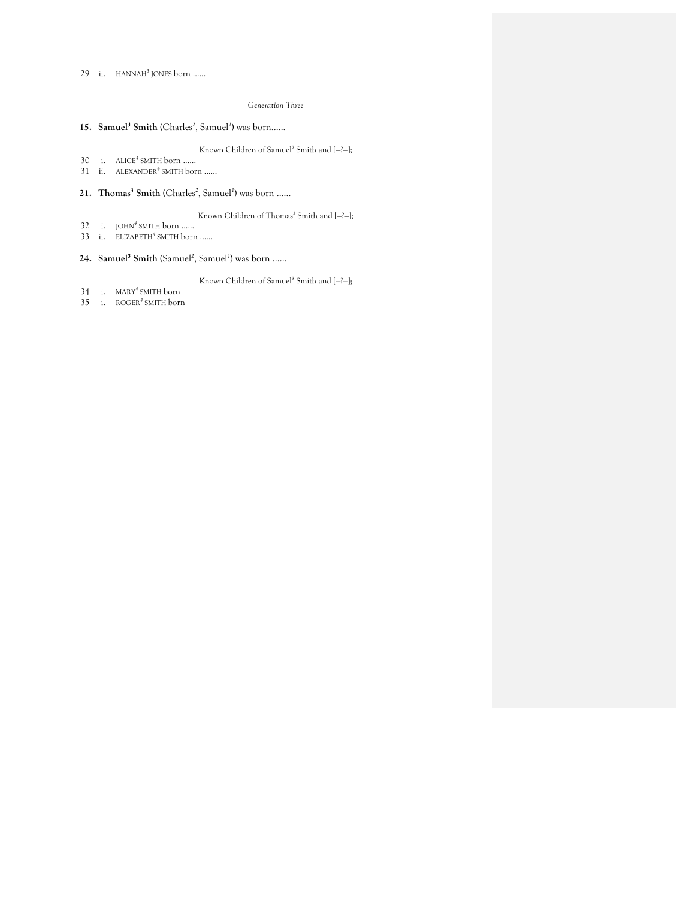29 ii. HANNAH[3] JONES born ......

*Generation Three*

**15. Samuel[3] Smith** (Charles[2], Samuel[1]) was born......

Known Children of Samuel[3] Smith and [—?—];

30 i. ALICE[4] SMITH born ......
31 ii. ALEXANDER[4] SMITH born ......

**21. Thomas[3] Smith** (Charles[2], Samuel[1]) was born ......

Known Children of Thomas[3] Smith and [—?—];

32 i. JOHN[4] SMITH born ......
33 ii. ELIZABETH[4] SMITH born ......

**24. Samuel[3] Smith** (Samuel[2], Samuel[1]) was born ......

Known Children of Samuel[3] Smith and [—?—];

34 i. MARY[4] SMITH born
35 i. ROGER[4] SMITH born